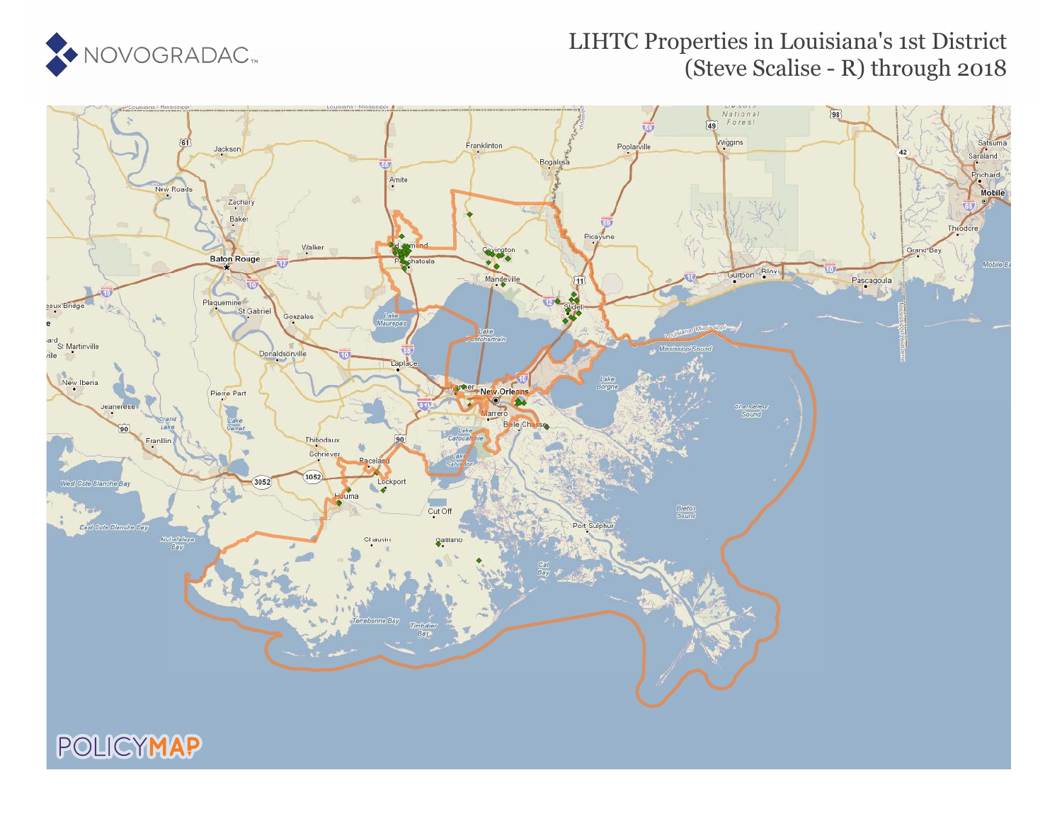# LIHTC Properties in Louisiana's 1st District (Steve Scalise - R) through 2018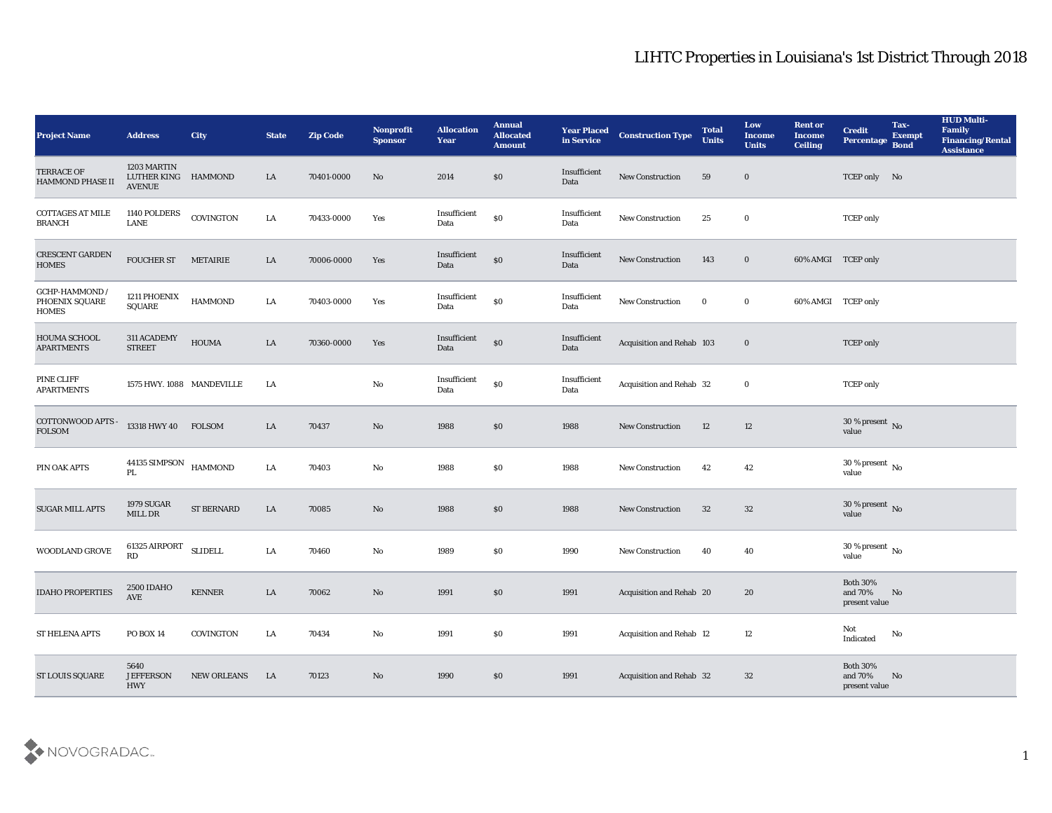# LIHTC Properties in Louisiana's 1st District Through 2018

| Project Name | Address | City | State | Zip Code | Nonprofit Sponsor | Allocation Year | Annual Allocated Amount | Year Placed in Service | Construction Type | Total Units | Low Income Units | Rent or Income Ceiling | Credit Percentage | Tax-Exempt Bond | HUD Multi-Family Financing/Rental Assistance |
|---|---|---|---|---|---|---|---|---|---|---|---|---|---|---|---|
| TERRACE OF HAMMOND PHASE II | 1203 MARTIN LUTHER KING AVENUE | HAMMOND | LA | 70401-0000 | No | 2014 | $0 | Insufficient Data | New Construction | 59 | 0 | | TCEP only | No | |
| COTTAGES AT MILE BRANCH | 1140 POLDERS LANE | COVINGTON | LA | 70433-0000 | Yes | Insufficient Data | $0 | Insufficient Data | New Construction | 25 | 0 | | TCEP only | | |
| CRESCENT GARDEN HOMES | FOUCHER ST | METAIRIE | LA | 70006-0000 | Yes | Insufficient Data | $0 | Insufficient Data | New Construction | 143 | 0 | 60% AMGI | TCEP only | | |
| GCHP-HAMMOND / PHOENIX SQUARE HOMES | 1211 PHOENIX SQUARE | HAMMOND | LA | 70403-0000 | Yes | Insufficient Data | $0 | Insufficient Data | New Construction | 0 | 0 | 60% AMGI | TCEP only | | |
| HOUMA SCHOOL APARTMENTS | 311 ACADEMY STREET | HOUMA | LA | 70360-0000 | Yes | Insufficient Data | $0 | Insufficient Data | Acquisition and Rehab | 103 | 0 | | TCEP only | | |
| PINE CLIFF APARTMENTS | 1575 HWY. 1088 | MANDEVILLE | LA | | No | Insufficient Data | $0 | Insufficient Data | Acquisition and Rehab | 32 | 0 | | TCEP only | | |
| COTTONWOOD APTS - FOLSOM | 13318 HWY 40 | FOLSOM | LA | 70437 | No | 1988 | $0 | 1988 | New Construction | 12 | 12 | | 30 % present value | No | |
| PIN OAK APTS | 44135 SIMPSON PL | HAMMOND | LA | 70403 | No | 1988 | $0 | 1988 | New Construction | 42 | 42 | | 30 % present value | No | |
| SUGAR MILL APTS | 1979 SUGAR MILL DR | ST BERNARD | LA | 70085 | No | 1988 | $0 | 1988 | New Construction | 32 | 32 | | 30 % present value | No | |
| WOODLAND GROVE | 61325 AIRPORT RD | SLIDELL | LA | 70460 | No | 1989 | $0 | 1990 | New Construction | 40 | 40 | | 30 % present value | No | |
| IDAHO PROPERTIES | 2500 IDAHO AVE | KENNER | LA | 70062 | No | 1991 | $0 | 1991 | Acquisition and Rehab | 20 | 20 | | Both 30% and 70% present value | No | |
| ST HELENA APTS | PO BOX 14 | COVINGTON | LA | 70434 | No | 1991 | $0 | 1991 | Acquisition and Rehab | 12 | 12 | | Not Indicated | No | |
| ST LOUIS SQUARE | 5640 JEFFERSON HWY | NEW ORLEANS | LA | 70123 | No | 1990 | $0 | 1991 | Acquisition and Rehab | 32 | 32 | | Both 30% and 70% present value | No | |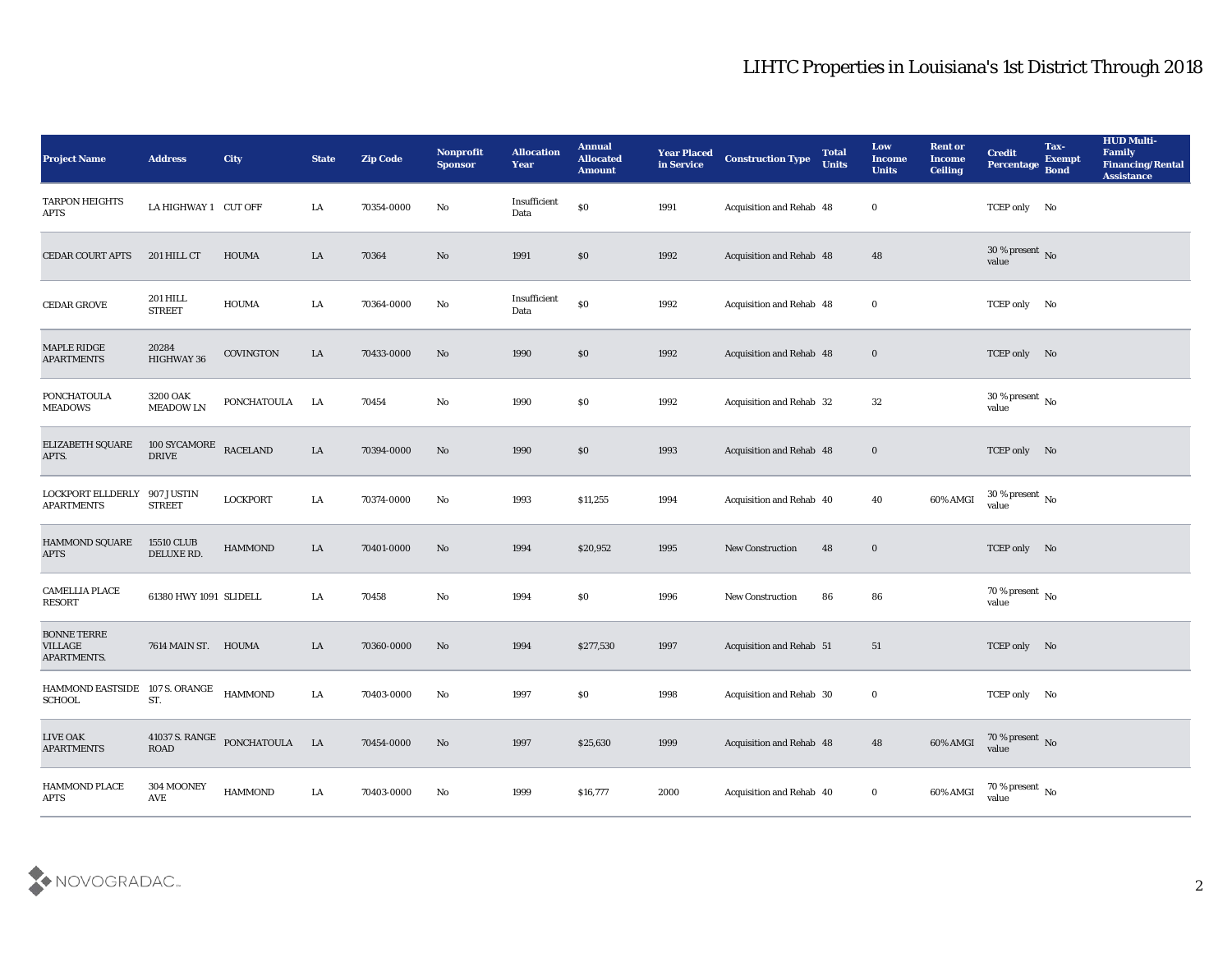# LIHTC Properties in Louisiana's 1st District Through 2018

| Project Name | Address | City | State | Zip Code | Nonprofit Sponsor | Allocation Year | Annual Allocated Amount | Year Placed in Service | Construction Type | Total Units | Low Income Units | Rent or Income Ceiling | Credit Percentage | Tax-Exempt Bond | HUD Multi-Family Financing/Rental Assistance |
|---|---|---|---|---|---|---|---|---|---|---|---|---|---|---|---|
| TARPON HEIGHTS APTS | LA HIGHWAY 1 | CUT OFF | LA | 70354-0000 | No | Insufficient Data | $0 | 1991 | Acquisition and Rehab | 48 | 0 | | TCEP only | No | |
| CEDAR COURT APTS | 201 HILL CT | HOUMA | LA | 70364 | No | 1991 | $0 | 1992 | Acquisition and Rehab | 48 | 48 | | 30 % present value | No | |
| CEDAR GROVE | 201 HILL STREET | HOUMA | LA | 70364-0000 | No | Insufficient Data | $0 | 1992 | Acquisition and Rehab | 48 | 0 | | TCEP only | No | |
| MAPLE RIDGE APARTMENTS | 20284 HIGHWAY 36 | COVINGTON | LA | 70433-0000 | No | 1990 | $0 | 1992 | Acquisition and Rehab | 48 | 0 | | TCEP only | No | |
| PONCHATOULA MEADOWS | 3200 OAK MEADOW LN | PONCHATOULA | LA | 70454 | No | 1990 | $0 | 1992 | Acquisition and Rehab | 32 | 32 | | 30 % present value | No | |
| ELIZABETH SQUARE APTS. | 100 SYCAMORE DRIVE | RACELAND | LA | 70394-0000 | No | 1990 | $0 | 1993 | Acquisition and Rehab | 48 | 0 | | TCEP only | No | |
| LOCKPORT ELLDERLY APARTMENTS | 907 JUSTIN STREET | LOCKPORT | LA | 70374-0000 | No | 1993 | $11,255 | 1994 | Acquisition and Rehab | 40 | 40 | 60% AMGI | 30 % present value | No | |
| HAMMOND SQUARE APTS | 15510 CLUB DELUXE RD. | HAMMOND | LA | 70401-0000 | No | 1994 | $20,952 | 1995 | New Construction | 48 | 0 | | TCEP only | No | |
| CAMELLIA PLACE RESORT | 61380 HWY 1091 | SLIDELL | LA | 70458 | No | 1994 | $0 | 1996 | New Construction | 86 | 86 | | 70 % present value | No | |
| BONNE TERRE VILLAGE APARTMENTS. | 7614 MAIN ST. | HOUMA | LA | 70360-0000 | No | 1994 | $277,530 | 1997 | Acquisition and Rehab | 51 | 51 | | TCEP only | No | |
| HAMMOND EASTSIDE SCHOOL | 107 S. ORANGE ST. | HAMMOND | LA | 70403-0000 | No | 1997 | $0 | 1998 | Acquisition and Rehab | 30 | 0 | | TCEP only | No | |
| LIVE OAK APARTMENTS | 41037 S. RANGE ROAD | PONCHATOULA | LA | 70454-0000 | No | 1997 | $25,630 | 1999 | Acquisition and Rehab | 48 | 48 | 60% AMGI | 70 % present value | No | |
| HAMMOND PLACE APTS | 304 MOONEY AVE | HAMMOND | LA | 70403-0000 | No | 1999 | $16,777 | 2000 | Acquisition and Rehab | 40 | 0 | 60% AMGI | 70 % present value | No | |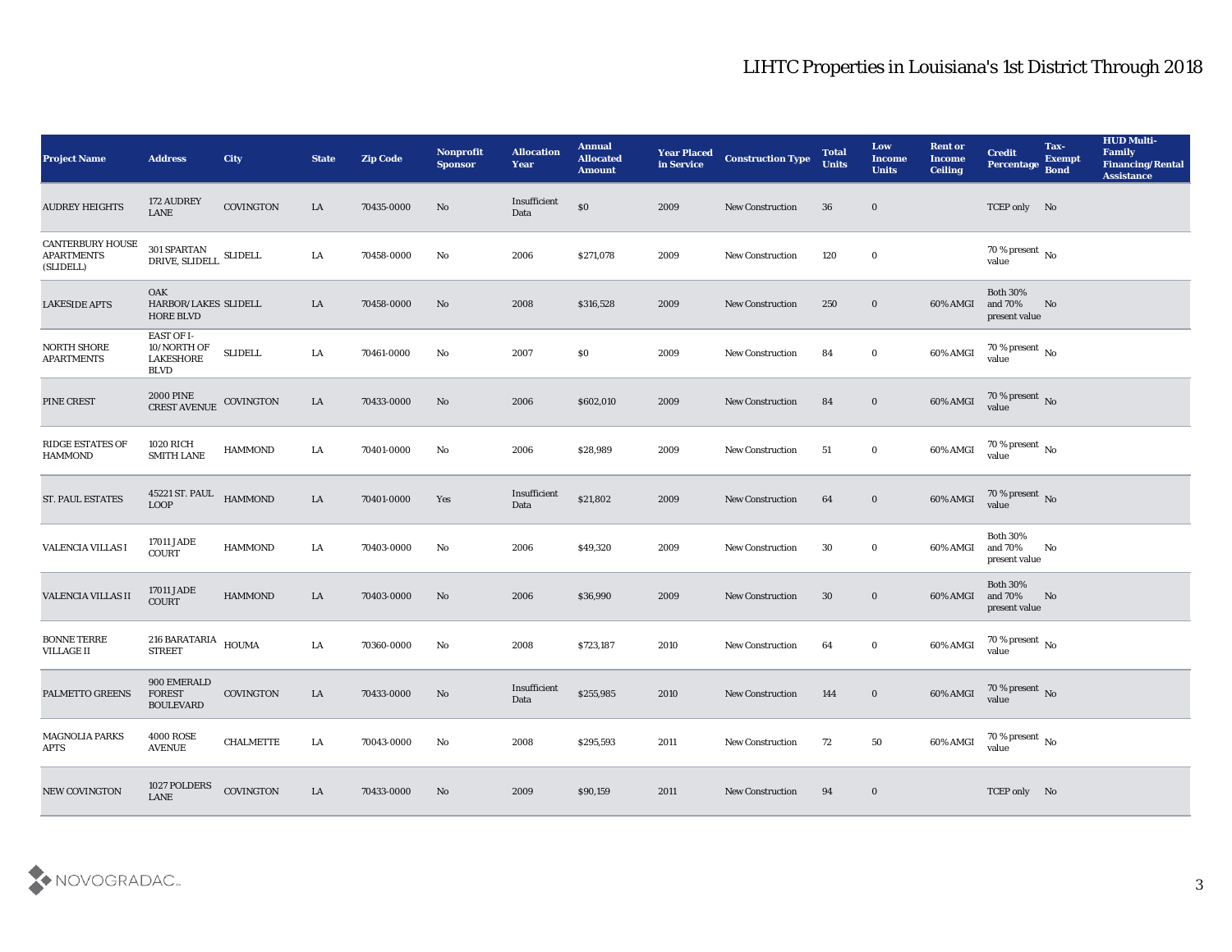# LIHTC Properties in Louisiana's 1st District Through 2018

| Project Name | Address | City | State | Zip Code | Nonprofit Sponsor | Allocation Year | Annual Allocated Amount | Year Placed in Service | Construction Type | Total Units | Low Income Units | Rent or Income Ceiling | Credit Percentage | Tax-Exempt Bond | HUD Multi-Family Financing/Rental Assistance |
|---|---|---|---|---|---|---|---|---|---|---|---|---|---|---|---|
| AUDREY HEIGHTS | 172 AUDREY LANE | COVINGTON | LA | 70435-0000 | No | Insufficient Data | $0 | 2009 | New Construction | 36 | 0 | | TCEP only | No | |
| CANTERBURY HOUSE APARTMENTS (SLIDELL) | 301 SPARTAN DRIVE, SLIDELL | SLIDELL | LA | 70458-0000 | No | 2006 | $271,078 | 2009 | New Construction | 120 | 0 | | 70 % present value | No | |
| LAKESIDE APTS | OAK HARBOR/LAKESHORE BLVD | SLIDELL | LA | 70458-0000 | No | 2008 | $316,528 | 2009 | New Construction | 250 | 0 | 60% AMGI | Both 30% and 70% present value | No | |
| NORTH SHORE APARTMENTS | EAST OF I-10/NORTH OF LAKESHORE BLVD | SLIDELL | LA | 70461-0000 | No | 2007 | $0 | 2009 | New Construction | 84 | 0 | 60% AMGI | 70 % present value | No | |
| PINE CREST | 2000 PINE CREST AVENUE | COVINGTON | LA | 70433-0000 | No | 2006 | $602,010 | 2009 | New Construction | 84 | 0 | 60% AMGI | 70 % present value | No | |
| RIDGE ESTATES OF HAMMOND | 1020 RICH SMITH LANE | HAMMOND | LA | 70401-0000 | No | 2006 | $28,989 | 2009 | New Construction | 51 | 0 | 60% AMGI | 70 % present value | No | |
| ST. PAUL ESTATES | 45221 ST. PAUL LOOP | HAMMOND | LA | 70401-0000 | Yes | Insufficient Data | $21,802 | 2009 | New Construction | 64 | 0 | 60% AMGI | 70 % present value | No | |
| VALENCIA VILLAS I | 17011 JADE COURT | HAMMOND | LA | 70403-0000 | No | 2006 | $49,320 | 2009 | New Construction | 30 | 0 | 60% AMGI | Both 30% and 70% present value | No | |
| VALENCIA VILLAS II | 17011 JADE COURT | HAMMOND | LA | 70403-0000 | No | 2006 | $36,990 | 2009 | New Construction | 30 | 0 | 60% AMGI | Both 30% and 70% present value | No | |
| BONNE TERRE VILLAGE II | 216 BARATARIA STREET | HOUMA | LA | 70360-0000 | No | 2008 | $723,187 | 2010 | New Construction | 64 | 0 | 60% AMGI | 70 % present value | No | |
| PALMETTO GREENS | 900 EMERALD FOREST BOULEVARD | COVINGTON | LA | 70433-0000 | No | Insufficient Data | $255,985 | 2010 | New Construction | 144 | 0 | 60% AMGI | 70 % present value | No | |
| MAGNOLIA PARKS APTS | 4000 ROSE AVENUE | CHALMETTE | LA | 70043-0000 | No | 2008 | $295,593 | 2011 | New Construction | 72 | 50 | 60% AMGI | 70 % present value | No | |
| NEW COVINGTON | 1027 POLDERS LANE | COVINGTON | LA | 70433-0000 | No | 2009 | $90,159 | 2011 | New Construction | 94 | 0 | | TCEP only | No | |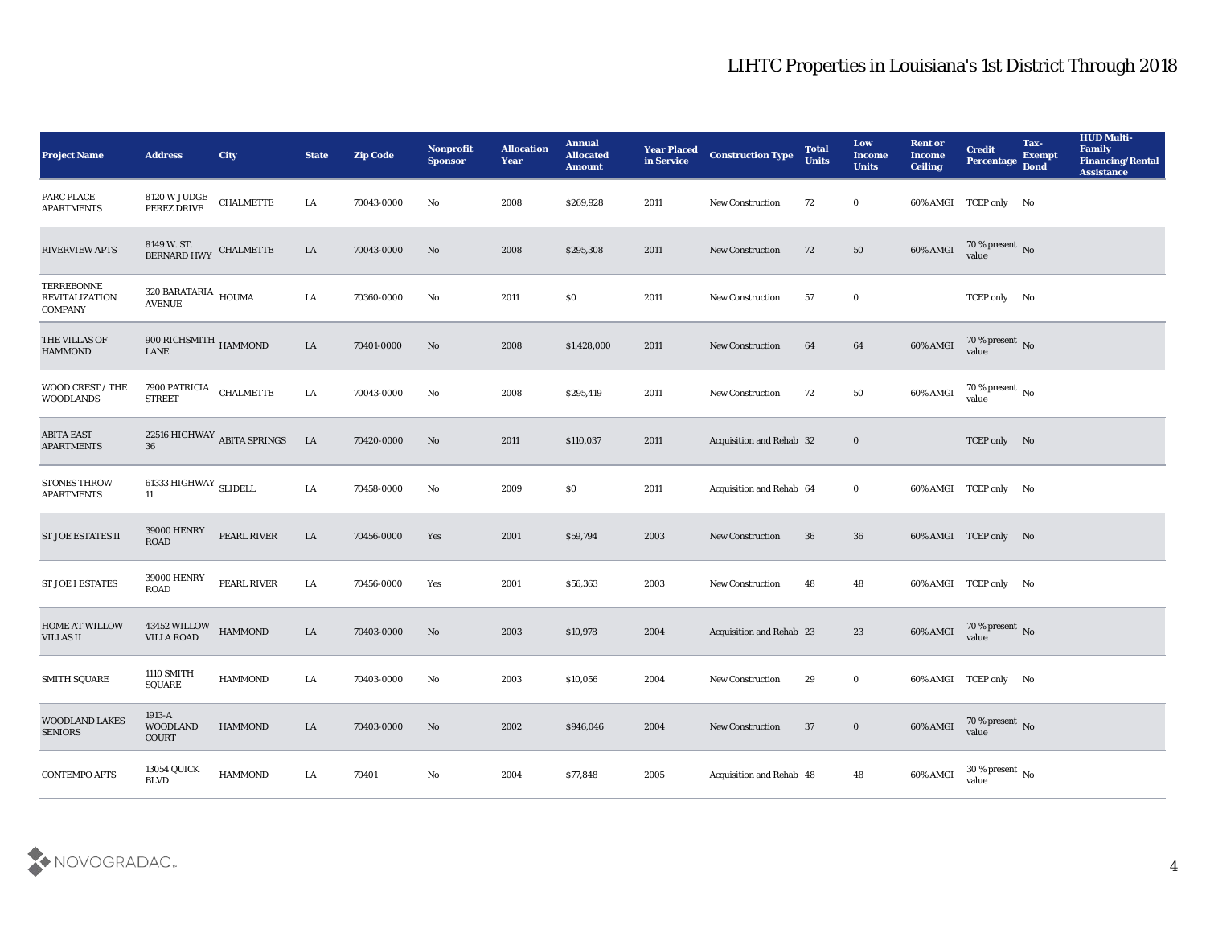# LIHTC Properties in Louisiana's 1st District Through 2018

| Project Name | Address | City | State | Zip Code | Nonprofit Sponsor | Allocation Year | Annual Allocated Amount | Year Placed in Service | Construction Type | Total Units | Low Income Units | Rent or Income Ceiling | Credit Percentage | Tax-Exempt Bond | HUD Multi-Family Financing/Rental Assistance |
|---|---|---|---|---|---|---|---|---|---|---|---|---|---|---|---|
| PARC PLACE APARTMENTS | 8120 W JUDGE PEREZ DRIVE | CHALMETTE | LA | 70043-0000 | No | 2008 | $269,928 | 2011 | New Construction | 72 | 0 | 60% AMGI | TCEP only | No | |
| RIVERVIEW APTS | 8149 W. ST. BERNARD HWY | CHALMETTE | LA | 70043-0000 | No | 2008 | $295,308 | 2011 | New Construction | 72 | 50 | 60% AMGI | 70 % present value | No | |
| TERREBONNE REVITALIZATION COMPANY | 320 BARATARIA AVENUE | HOUMA | LA | 70360-0000 | No | 2011 | $0 | 2011 | New Construction | 57 | 0 | | TCEP only | No | |
| THE VILLAS OF HAMMOND | 900 RICHSMITH LANE | HAMMOND | LA | 70401-0000 | No | 2008 | $1,428,000 | 2011 | New Construction | 64 | 64 | 60% AMGI | 70 % present value | No | |
| WOOD CREST / THE WOODLANDS | 7900 PATRICIA STREET | CHALMETTE | LA | 70043-0000 | No | 2008 | $295,419 | 2011 | New Construction | 72 | 50 | 60% AMGI | 70 % present value | No | |
| ABITA EAST APARTMENTS | 22516 HIGHWAY 36 | ABITA SPRINGS | LA | 70420-0000 | No | 2011 | $110,037 | 2011 | Acquisition and Rehab | 32 | 0 | | TCEP only | No | |
| STONES THROW APARTMENTS | 61333 HIGHWAY 11 | SLIDELL | LA | 70458-0000 | No | 2009 | $0 | 2011 | Acquisition and Rehab | 64 | 0 | 60% AMGI | TCEP only | No | |
| ST JOE ESTATES II | 39000 HENRY ROAD | PEARL RIVER | LA | 70456-0000 | Yes | 2001 | $59,794 | 2003 | New Construction | 36 | 36 | 60% AMGI | TCEP only | No | |
| ST JOE I ESTATES | 39000 HENRY ROAD | PEARL RIVER | LA | 70456-0000 | Yes | 2001 | $56,363 | 2003 | New Construction | 48 | 48 | 60% AMGI | TCEP only | No | |
| HOME AT WILLOW VILLAS II | 43452 WILLOW VILLA ROAD | HAMMOND | LA | 70403-0000 | No | 2003 | $10,978 | 2004 | Acquisition and Rehab | 23 | 23 | 60% AMGI | 70 % present value | No | |
| SMITH SQUARE | 1110 SMITH SQUARE | HAMMOND | LA | 70403-0000 | No | 2003 | $10,056 | 2004 | New Construction | 29 | 0 | 60% AMGI | TCEP only | No | |
| WOODLAND LAKES SENIORS | 1913-A WOODLAND COURT | HAMMOND | LA | 70403-0000 | No | 2002 | $946,046 | 2004 | New Construction | 37 | 0 | 60% AMGI | 70 % present value | No | |
| CONTEMPO APTS | 13054 QUICK BLVD | HAMMOND | LA | 70401 | No | 2004 | $77,848 | 2005 | Acquisition and Rehab | 48 | 48 | 60% AMGI | 30 % present value | No | |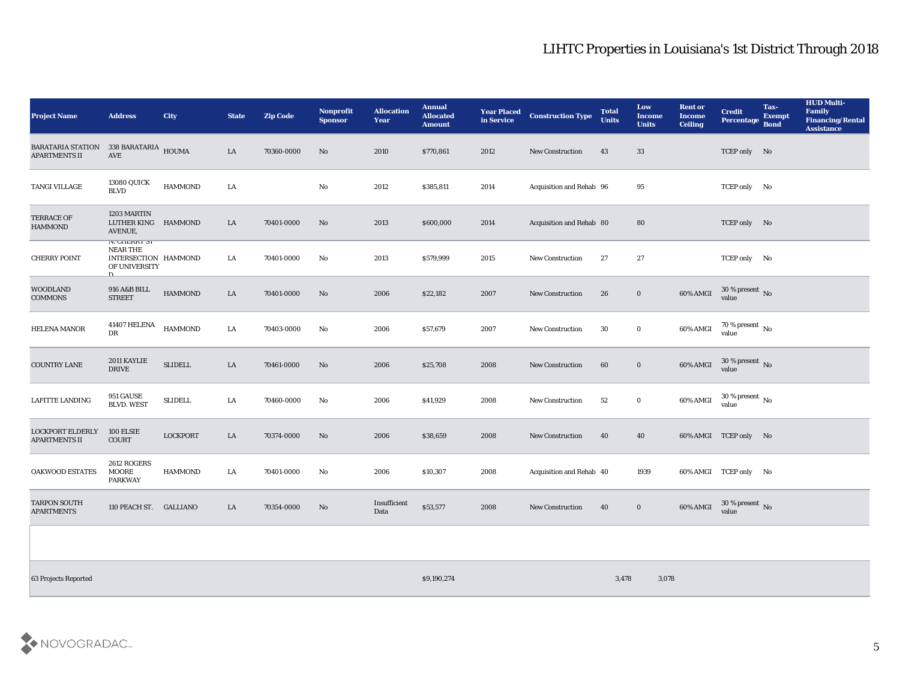# LIHTC Properties in Louisiana's 1st District Through 2018

| Project Name | Address | City | State | Zip Code | Nonprofit Sponsor | Allocation Year | Annual Allocated Amount | Year Placed in Service | Construction Type | Total Units | Low Income Units | Rent or Income Ceiling | Credit Percentage | Tax-Exempt Bond | HUD Multi-Family Financing/Rental Assistance |
|---|---|---|---|---|---|---|---|---|---|---|---|---|---|---|---|
| BARATARIA STATION APARTMENTS II | 338 BARATARIA AVE | HOUMA | LA | 70360-0000 | No | 2010 | $770,861 | 2012 | New Construction | 43 | 33 | | TCEP only | No | |
| TANGI VILLAGE | 13080 QUICK BLVD | HAMMOND | LA | | No | 2012 | $385,811 | 2014 | Acquisition and Rehab | 96 | 95 | | TCEP only | No | |
| TERRACE OF HAMMOND | 1203 MARTIN LUTHER KING AVENUE, | HAMMOND | LA | 70401-0000 | No | 2013 | $600,000 | 2014 | Acquisition and Rehab | 80 | 80 | | TCEP only | No | |
| CHERRY POINT | N. CHERRY ST NEAR THE INTERSECTION OF UNIVERSITY D | HAMMOND | LA | 70401-0000 | No | 2013 | $579,999 | 2015 | New Construction | 27 | 27 | | TCEP only | No | |
| WOODLAND COMMONS | 916 A&B BILL STREET | HAMMOND | LA | 70401-0000 | No | 2006 | $22,182 | 2007 | New Construction | 26 | 0 | 60% AMGI | 30 % present value | No | |
| HELENA MANOR | 41407 HELENA DR | HAMMOND | LA | 70403-0000 | No | 2006 | $57,679 | 2007 | New Construction | 30 | 0 | 60% AMGI | 70 % present value | No | |
| COUNTRY LANE | 2011 KAYLIE DRIVE | SLIDELL | LA | 70461-0000 | No | 2006 | $25,708 | 2008 | New Construction | 60 | 0 | 60% AMGI | 30 % present value | No | |
| LAFITTE LANDING | 951 GAUSE BLVD. WEST | SLIDELL | LA | 70460-0000 | No | 2006 | $41,929 | 2008 | New Construction | 52 | 0 | 60% AMGI | 30 % present value | No | |
| LOCKPORT ELDERLY APARTMENTS II | 100 ELSIE COURT | LOCKPORT | LA | 70374-0000 | No | 2006 | $38,659 | 2008 | New Construction | 40 | 40 | 60% AMGI | TCEP only | No | |
| OAKWOOD ESTATES | 2612 ROGERS MOORE PARKWAY | HAMMOND | LA | 70401-0000 | No | 2006 | $10,307 | 2008 | Acquisition and Rehab | 40 | 1939 | 60% AMGI | TCEP only | No | |
| TARPON SOUTH APARTMENTS | 110 PEACH ST. | GALLIANO | LA | 70354-0000 | No | Insufficient Data | $53,577 | 2008 | New Construction | 40 | 0 | 60% AMGI | 30 % present value | No | |
| | | | | | | | | | | | | | | | |
| 63 Projects Reported | | | | | | | $9,190,274 | | | 3,478 | 3,078 | | | | |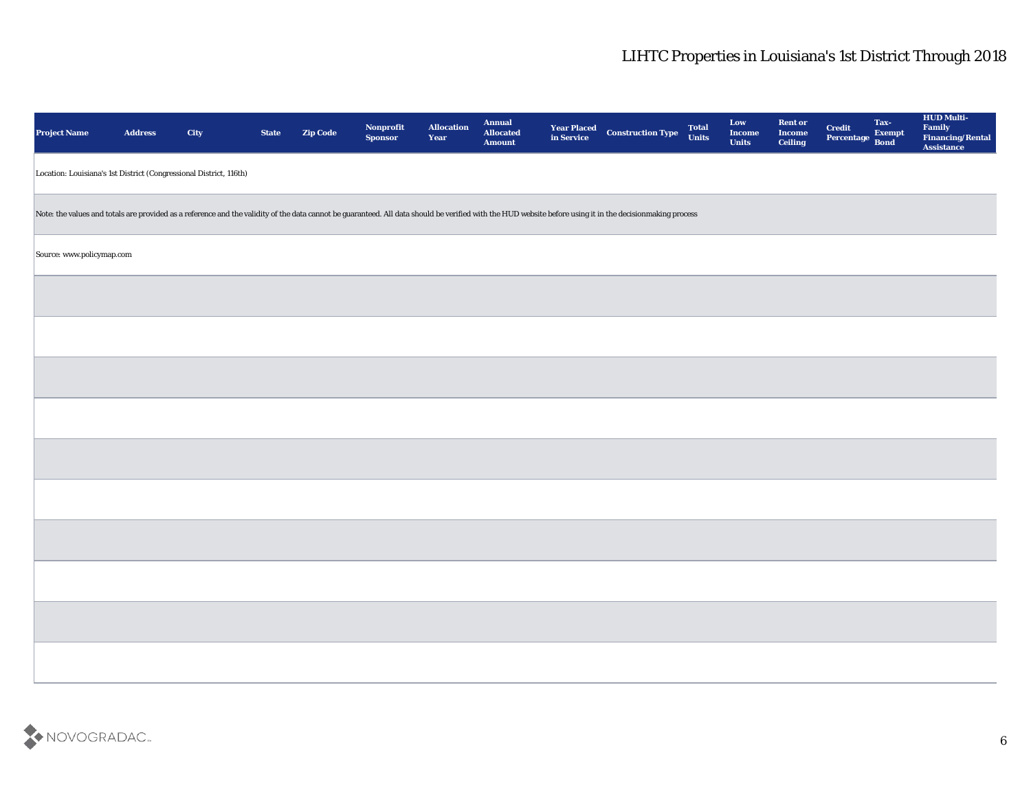# LIHTC Properties in Louisiana's 1st District Through 2018

| Project Name | Address | City | State | Zip Code | Nonprofit Sponsor | Allocation Year | Annual Allocated Amount | Year Placed in Service | Construction Type | Total Units | Low Income Units | Rent or Income Ceiling | Credit Percentage | Tax-Exempt Bond | HUD Multi-Family Financing/Rental Assistance |
|---|---|---|---|---|---|---|---|---|---|---|---|---|---|---|---|
| Location: Louisiana's 1st District (Congressional District, 116th) | | | | | | | | | | | | | | | |
| Note: the values and totals are provided as a reference and the validity of the data cannot be guaranteed. All data should be verified with the HUD website before using it in the decisionmaking process | | | | | | | | | | | | | | | |
| Source: www.policymap.com | | | | | | | | | | | | | | | |